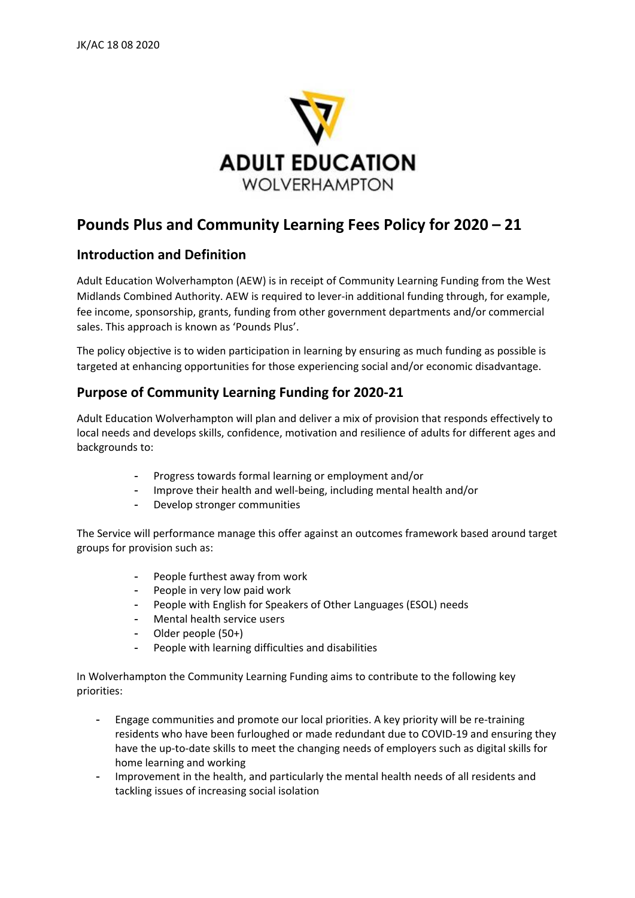JK/AC 18 08 2020

ADULT EDUCATION WOLVERHAMPTON

# Pounds Plus and Community Learning Fees Policy for 2020 – 21

## Introduction and Definition

Adult Education Wolverhampton (AEW) is in receipt of Community Learning Funding from the West Midlands Combined Authority. AEW is required to lever-in additional funding through, for example, fee income, sponsorship, grants, funding from other government departments and/or commercial sales. This approach is known as 'Pounds Plus'.

The policy objective is to widen participation in learning by ensuring as much funding as possible is targeted at enhancing opportunities for those experiencing social and/or economic disadvantage.

## Purpose of Community Learning Funding for 2020-21

Adult Education Wolverhampton will plan and deliver a mix of provision that responds effectively to local needs and develops skills, confidence, motivation and resilience of adults for different ages and backgrounds to:

- Progress towards formal learning or employment and/or
- Improve their health and well-being, including mental health and/or
- Develop stronger communities

The Service will performance manage this offer against an outcomes framework based around target groups for provision such as:

- People furthest away from work
- People in very low paid work
- People with English for Speakers of Other Languages (ESOL) needs
- Mental health service users
- Older people (50+)
- People with learning difficulties and disabilities

In Wolverhampton the Community Learning Funding aims to contribute to the following key priorities:

- Engage communities and promote our local priorities. A key priority will be re-training residents who have been furloughed or made redundant due to COVID-19 and ensuring they have the up-to-date skills to meet the changing needs of employers such as digital skills for home learning and working
- Improvement in the health, and particularly the mental health needs of all residents and tackling issues of increasing social isolation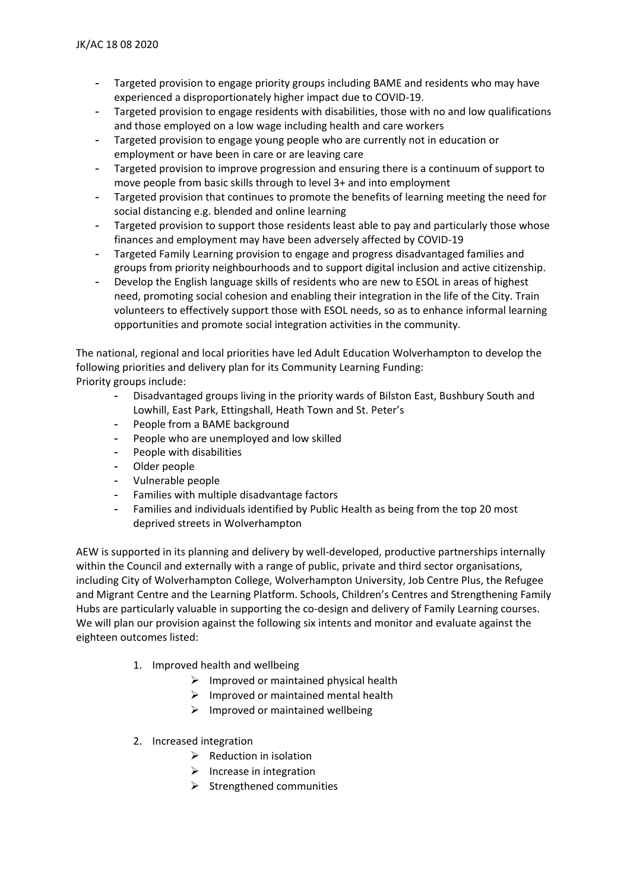- Targeted provision to engage priority groups including BAME and residents who may have experienced a disproportionately higher impact due to COVID-19.
- Targeted provision to engage residents with disabilities, those with no and low qualifications and those employed on a low wage including health and care workers
- Targeted provision to engage young people who are currently not in education or employment or have been in care or are leaving care
- Targeted provision to improve progression and ensuring there is a continuum of support to move people from basic skills through to level 3+ and into employment
- Targeted provision that continues to promote the benefits of learning meeting the need for social distancing e.g. blended and online learning
- Targeted provision to support those residents least able to pay and particularly those whose finances and employment may have been adversely affected by COVID-19
- Targeted Family Learning provision to engage and progress disadvantaged families and groups from priority neighbourhoods and to support digital inclusion and active citizenship.
- Develop the English language skills of residents who are new to ESOL in areas of highest need, promoting social cohesion and enabling their integration in the life of the City. Train volunteers to effectively support those with ESOL needs, so as to enhance informal learning opportunities and promote social integration activities in the community.

The national, regional and local priorities have led Adult Education Wolverhampton to develop the following priorities and delivery plan for its Community Learning Funding:
Priority groups include:

- Disadvantaged groups living in the priority wards of Bilston East, Bushbury South and Lowhill, East Park, Ettingshall, Heath Town and St. Peter's
- People from a BAME background
- People who are unemployed and low skilled
- People with disabilities
- Older people
- Vulnerable people
- Families with multiple disadvantage factors
- Families and individuals identified by Public Health as being from the top 20 most deprived streets in Wolverhampton

AEW is supported in its planning and delivery by well-developed, productive partnerships internally within the Council and externally with a range of public, private and third sector organisations, including City of Wolverhampton College, Wolverhampton University, Job Centre Plus, the Refugee and Migrant Centre and the Learning Platform. Schools, Children's Centres and Strengthening Family Hubs are particularly valuable in supporting the co-design and delivery of Family Learning courses. We will plan our provision against the following six intents and monitor and evaluate against the eighteen outcomes listed:

1. Improved health and wellbeing
    - Improved or maintained physical health
    - Improved or maintained mental health
    - Improved or maintained wellbeing

2. Increased integration
    - Reduction in isolation
    - Increase in integration
    - Strengthened communities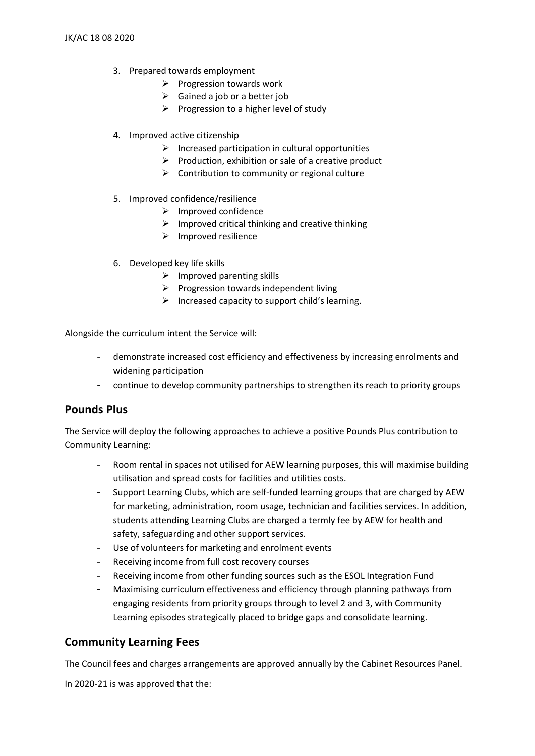3. Prepared towards employment
   - Progression towards work
   - Gained a job or a better job
   - Progression to a higher level of study

4. Improved active citizenship
   - Increased participation in cultural opportunities
   - Production, exhibition or sale of a creative product
   - Contribution to community or regional culture

5. Improved confidence/resilience
   - Improved confidence
   - Improved critical thinking and creative thinking
   - Improved resilience

6. Developed key life skills
   - Improved parenting skills
   - Progression towards independent living
   - Increased capacity to support child's learning.

Alongside the curriculum intent the Service will:

- demonstrate increased cost efficiency and effectiveness by increasing enrolments and widening participation
- continue to develop community partnerships to strengthen its reach to priority groups

## Pounds Plus

The Service will deploy the following approaches to achieve a positive Pounds Plus contribution to Community Learning:

- Room rental in spaces not utilised for AEW learning purposes, this will maximise building utilisation and spread costs for facilities and utilities costs.
- Support Learning Clubs, which are self-funded learning groups that are charged by AEW for marketing, administration, room usage, technician and facilities services. In addition, students attending Learning Clubs are charged a termly fee by AEW for health and safety, safeguarding and other support services.
- Use of volunteers for marketing and enrolment events
- Receiving income from full cost recovery courses
- Receiving income from other funding sources such as the ESOL Integration Fund
- Maximising curriculum effectiveness and efficiency through planning pathways from engaging residents from priority groups through to level 2 and 3, with Community Learning episodes strategically placed to bridge gaps and consolidate learning.

## Community Learning Fees

The Council fees and charges arrangements are approved annually by the Cabinet Resources Panel.

In 2020-21 is was approved that the: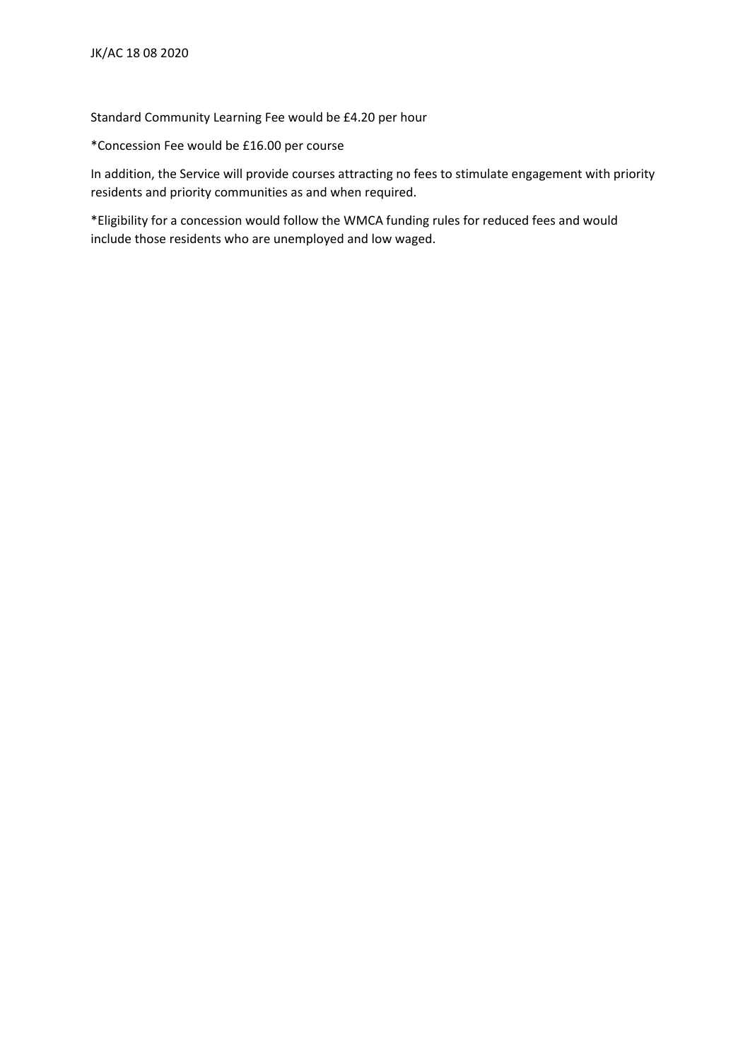JK/AC 18 08 2020

Standard Community Learning Fee would be £4.20 per hour

*Concession Fee would be £16.00 per course

In addition, the Service will provide courses attracting no fees to stimulate engagement with priority residents and priority communities as and when required.

*Eligibility for a concession would follow the WMCA funding rules for reduced fees and would include those residents who are unemployed and low waged.